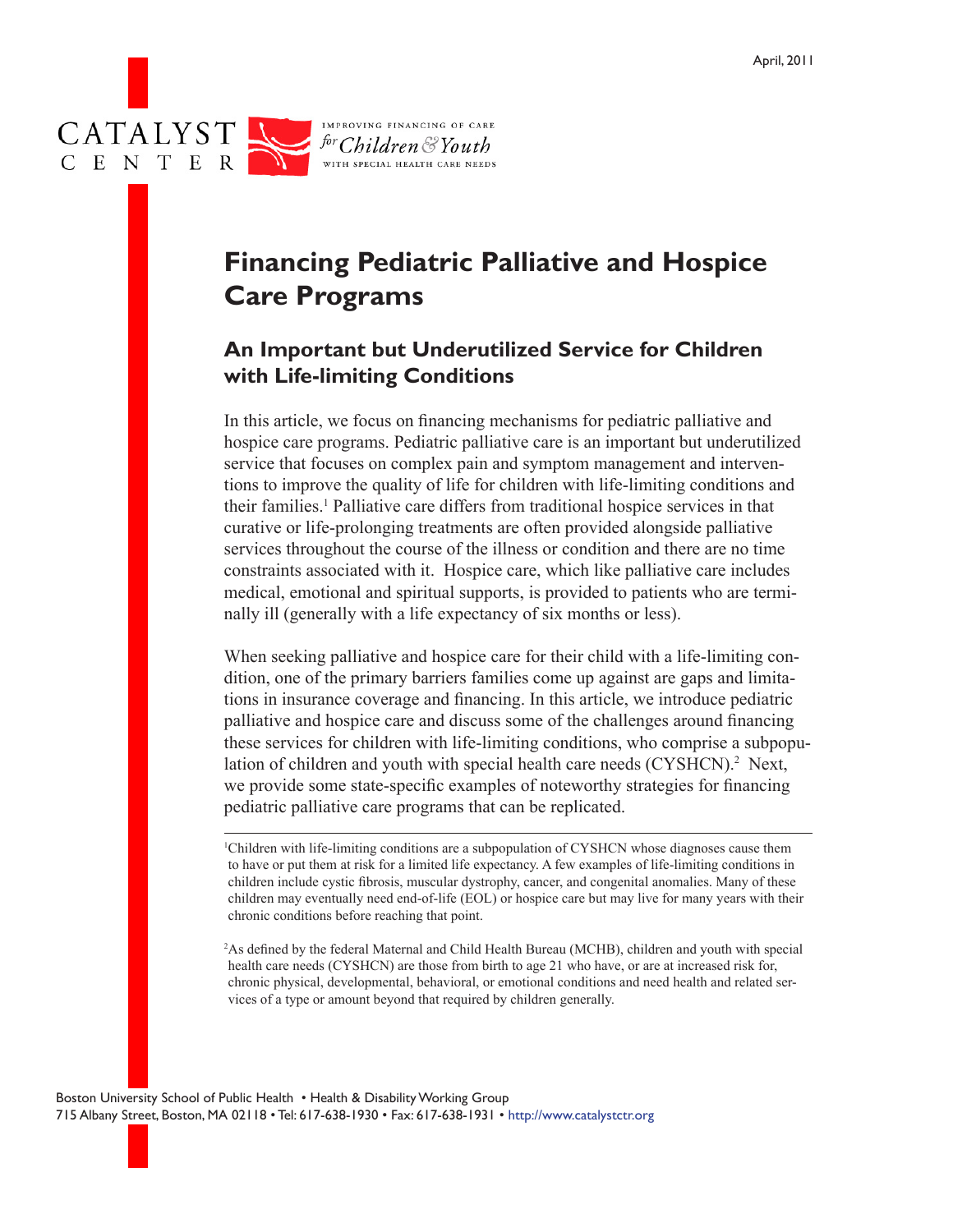April, 2011

CATALYST CENTER

IMPROVING FINANCING OF CARE *for Children & Youth* WITH SPECIAL HEALTH CARE NEEDS

# Financing Pediatric Palliative and Hospice Care Programs

## An Important but Underutilized Service for Children with Life-limiting Conditions

In this article, we focus on financing mechanisms for pediatric palliative and hospice care programs. Pediatric palliative care is an important but underutilized service that focuses on complex pain and symptom management and interventions to improve the quality of life for children with life-limiting conditions and their families.[1] Palliative care differs from traditional hospice services in that curative or life-prolonging treatments are often provided alongside palliative services throughout the course of the illness or condition and there are no time constraints associated with it. Hospice care, which like palliative care includes medical, emotional and spiritual supports, is provided to patients who are terminally ill (generally with a life expectancy of six months or less).

When seeking palliative and hospice care for their child with a life-limiting condition, one of the primary barriers families come up against are gaps and limitations in insurance coverage and financing. In this article, we introduce pediatric palliative and hospice care and discuss some of the challenges around financing these services for children with life-limiting conditions, who comprise a subpopulation of children and youth with special health care needs (CYSHCN).[2] Next, we provide some state-specific examples of noteworthy strategies for financing pediatric palliative care programs that can be replicated.

---

[1]Children with life-limiting conditions are a subpopulation of CYSHCN whose diagnoses cause them to have or put them at risk for a limited life expectancy. A few examples of life-limiting conditions in children include cystic fibrosis, muscular dystrophy, cancer, and congenital anomalies. Many of these children may eventually need end-of-life (EOL) or hospice care but may live for many years with their chronic conditions before reaching that point.

[2]As defined by the federal Maternal and Child Health Bureau (MCHB), children and youth with special health care needs (CYSHCN) are those from birth to age 21 who have, or are at increased risk for, chronic physical, developmental, behavioral, or emotional conditions and need health and related services of a type or amount beyond that required by children generally.

Boston University School of Public Health • Health & Disability Working Group
715 Albany Street, Boston, MA 02118 • Tel: 617-638-1930 • Fax: 617-638-1931 • http://www.catalystctr.org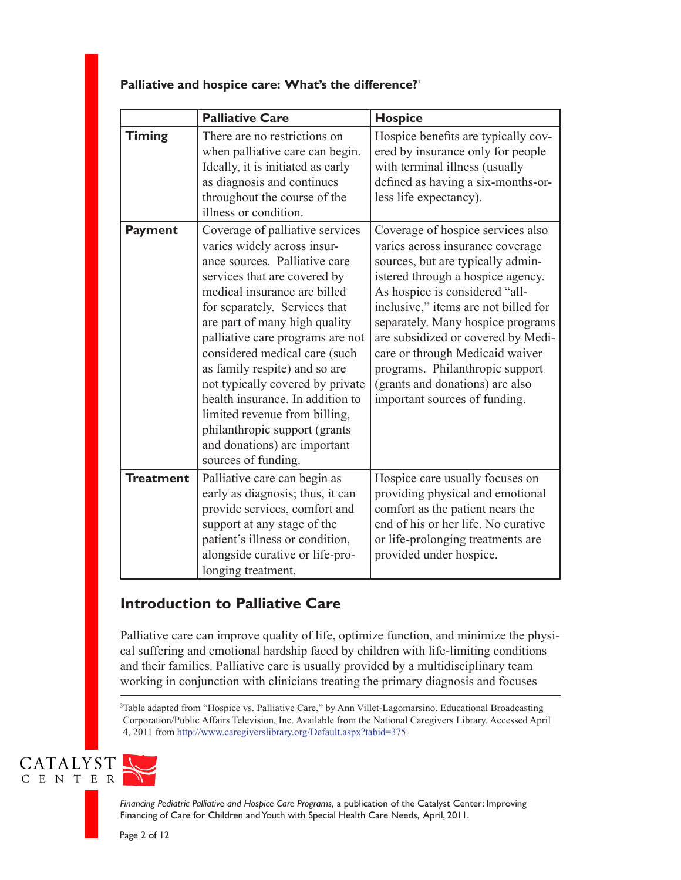**Palliative and hospice care: What's the difference?**[3]

| | **Palliative Care** | **Hospice** |
|---|---|---|
| **Timing** | There are no restrictions on when palliative care can begin. Ideally, it is initiated as early as diagnosis and continues throughout the course of the illness or condition. | Hospice benefits are typically covered by insurance only for people with terminal illness (usually defined as having a six-months-or-less life expectancy). |
| **Payment** | Coverage of palliative services varies widely across insurance sources. Palliative care services that are covered by medical insurance are billed for separately. Services that are part of many high quality palliative care programs are not considered medical care (such as family respite) and so are not typically covered by private health insurance. In addition to limited revenue from billing, philanthropic support (grants and donations) are important sources of funding. | Coverage of hospice services also varies across insurance coverage sources, but are typically administered through a hospice agency. As hospice is considered "all-inclusive," items are not billed for separately. Many hospice programs are subsidized or covered by Medicare or through Medicaid waiver programs. Philanthropic support (grants and donations) are also important sources of funding. |
| **Treatment** | Palliative care can begin as early as diagnosis; thus, it can provide services, comfort and support at any stage of the patient's illness or condition, alongside curative or life-prolonging treatment. | Hospice care usually focuses on providing physical and emotional comfort as the patient nears the end of his or her life. No curative or life-prolonging treatments are provided under hospice. |

## Introduction to Palliative Care

Palliative care can improve quality of life, optimize function, and minimize the physical suffering and emotional hardship faced by children with life-limiting conditions and their families. Palliative care is usually provided by a multidisciplinary team working in conjunction with clinicians treating the primary diagnosis and focuses

[3]Table adapted from "Hospice vs. Palliative Care," by Ann Villet-Lagomarsino. Educational Broadcasting Corporation/Public Affairs Television, Inc. Available from the National Caregivers Library. Accessed April 4, 2011 from http://www.caregiverslibrary.org/Default.aspx?tabid=375.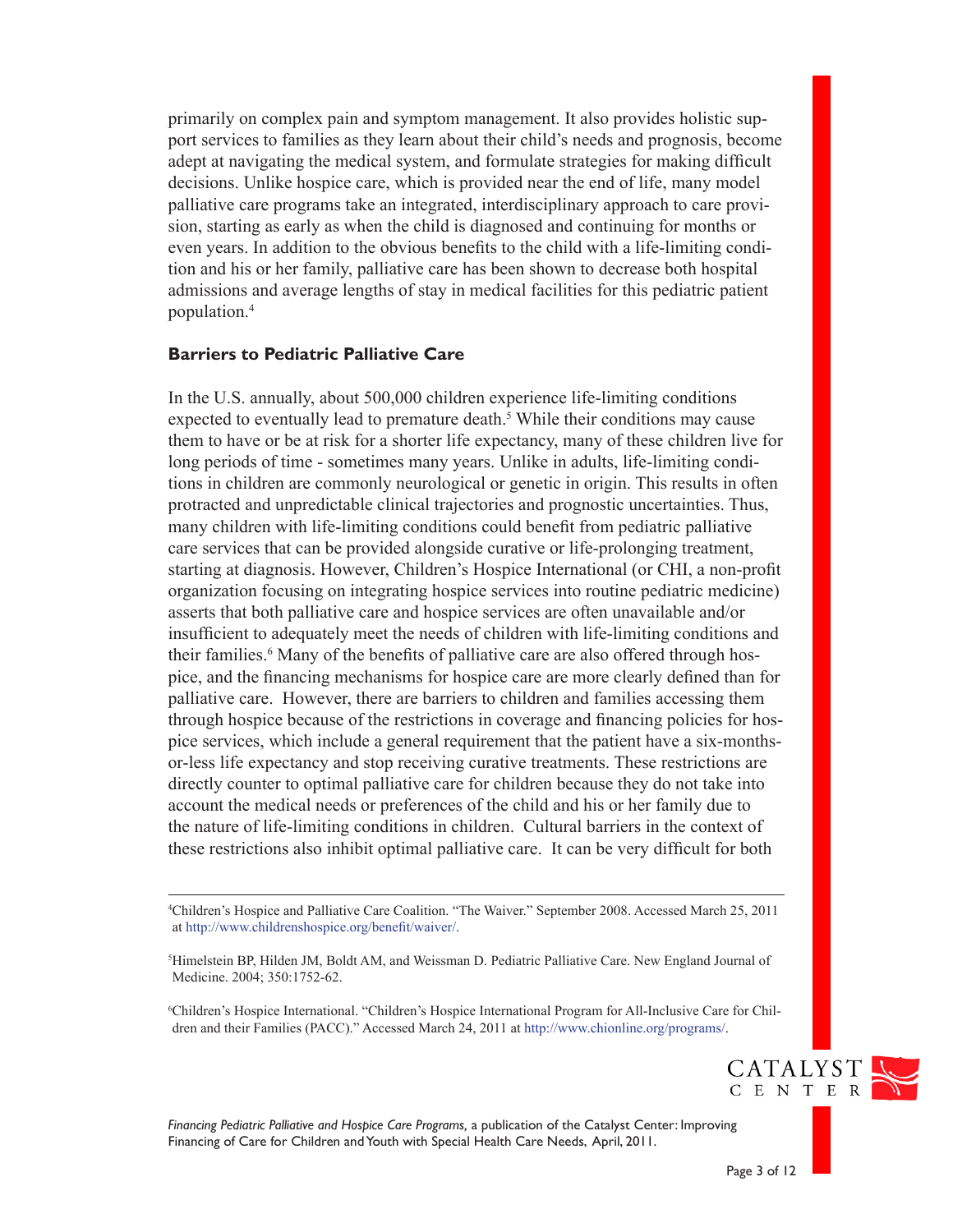primarily on complex pain and symptom management. It also provides holistic support services to families as they learn about their child's needs and prognosis, become adept at navigating the medical system, and formulate strategies for making difficult decisions. Unlike hospice care, which is provided near the end of life, many model palliative care programs take an integrated, interdisciplinary approach to care provision, starting as early as when the child is diagnosed and continuing for months or even years. In addition to the obvious benefits to the child with a life-limiting condition and his or her family, palliative care has been shown to decrease both hospital admissions and average lengths of stay in medical facilities for this pediatric patient population.[4]

### Barriers to Pediatric Palliative Care

In the U.S. annually, about 500,000 children experience life-limiting conditions expected to eventually lead to premature death.[5] While their conditions may cause them to have or be at risk for a shorter life expectancy, many of these children live for long periods of time - sometimes many years. Unlike in adults, life-limiting conditions in children are commonly neurological or genetic in origin. This results in often protracted and unpredictable clinical trajectories and prognostic uncertainties. Thus, many children with life-limiting conditions could benefit from pediatric palliative care services that can be provided alongside curative or life-prolonging treatment, starting at diagnosis. However, Children's Hospice International (or CHI, a non-profit organization focusing on integrating hospice services into routine pediatric medicine) asserts that both palliative care and hospice services are often unavailable and/or insufficient to adequately meet the needs of children with life-limiting conditions and their families.[6] Many of the benefits of palliative care are also offered through hospice, and the financing mechanisms for hospice care are more clearly defined than for palliative care. However, there are barriers to children and families accessing them through hospice because of the restrictions in coverage and financing policies for hospice services, which include a general requirement that the patient have a six-months-or-less life expectancy and stop receiving curative treatments. These restrictions are directly counter to optimal palliative care for children because they do not take into account the medical needs or preferences of the child and his or her family due to the nature of life-limiting conditions in children. Cultural barriers in the context of these restrictions also inhibit optimal palliative care. It can be very difficult for both

---

[4]Children's Hospice and Palliative Care Coalition. "The Waiver." September 2008. Accessed March 25, 2011 at http://www.childrenshospice.org/benefit/waiver/.

[5]Himelstein BP, Hilden JM, Boldt AM, and Weissman D. Pediatric Palliative Care. New England Journal of Medicine. 2004; 350:1752-62.

[6]Children's Hospice International. "Children's Hospice International Program for All-Inclusive Care for Children and their Families (PACC)." Accessed March 24, 2011 at http://www.chionline.org/programs/.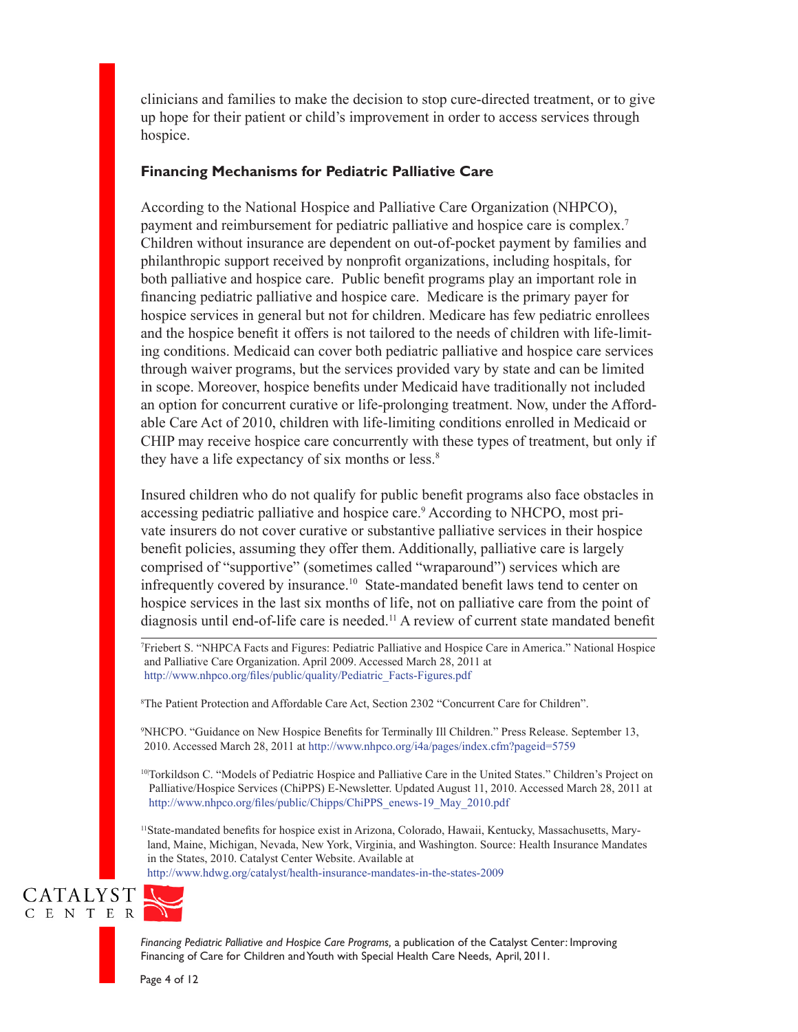clinicians and families to make the decision to stop cure-directed treatment, or to give up hope for their patient or child's improvement in order to access services through hospice.

## Financing Mechanisms for Pediatric Palliative Care

According to the National Hospice and Palliative Care Organization (NHPCO), payment and reimbursement for pediatric palliative and hospice care is complex.[7] Children without insurance are dependent on out-of-pocket payment by families and philanthropic support received by nonprofit organizations, including hospitals, for both palliative and hospice care. Public benefit programs play an important role in financing pediatric palliative and hospice care. Medicare is the primary payer for hospice services in general but not for children. Medicare has few pediatric enrollees and the hospice benefit it offers is not tailored to the needs of children with life-limiting conditions. Medicaid can cover both pediatric palliative and hospice care services through waiver programs, but the services provided vary by state and can be limited in scope. Moreover, hospice benefits under Medicaid have traditionally not included an option for concurrent curative or life-prolonging treatment. Now, under the Affordable Care Act of 2010, children with life-limiting conditions enrolled in Medicaid or CHIP may receive hospice care concurrently with these types of treatment, but only if they have a life expectancy of six months or less.[8]

Insured children who do not qualify for public benefit programs also face obstacles in accessing pediatric palliative and hospice care.[9] According to NHCPO, most private insurers do not cover curative or substantive palliative services in their hospice benefit policies, assuming they offer them. Additionally, palliative care is largely comprised of "supportive" (sometimes called "wraparound") services which are infrequently covered by insurance.[10] State-mandated benefit laws tend to center on hospice services in the last six months of life, not on palliative care from the point of diagnosis until end-of-life care is needed.[11] A review of current state mandated benefit

---

[7]Friebert S. "NHPCA Facts and Figures: Pediatric Palliative and Hospice Care in America." National Hospice and Palliative Care Organization. April 2009. Accessed March 28, 2011 at http://www.nhpco.org/files/public/quality/Pediatric_Facts-Figures.pdf

[8]The Patient Protection and Affordable Care Act, Section 2302 "Concurrent Care for Children".

[9]NHCPO. "Guidance on New Hospice Benefits for Terminally Ill Children." Press Release. September 13, 2010. Accessed March 28, 2011 at http://www.nhpco.org/i4a/pages/index.cfm?pageid=5759

[10]Torkildson C. "Models of Pediatric Hospice and Palliative Care in the United States." Children's Project on Palliative/Hospice Services (ChiPPS) E-Newsletter. Updated August 11, 2010. Accessed March 28, 2011 at http://www.nhpco.org/files/public/Chipps/ChiPPS_enews-19_May_2010.pdf

[11]State-mandated benefits for hospice exist in Arizona, Colorado, Hawaii, Kentucky, Massachusetts, Maryland, Maine, Michigan, Nevada, New York, Virginia, and Washington. Source: Health Insurance Mandates in the States, 2010. Catalyst Center Website. Available at http://www.hdwg.org/catalyst/health-insurance-mandates-in-the-states-2009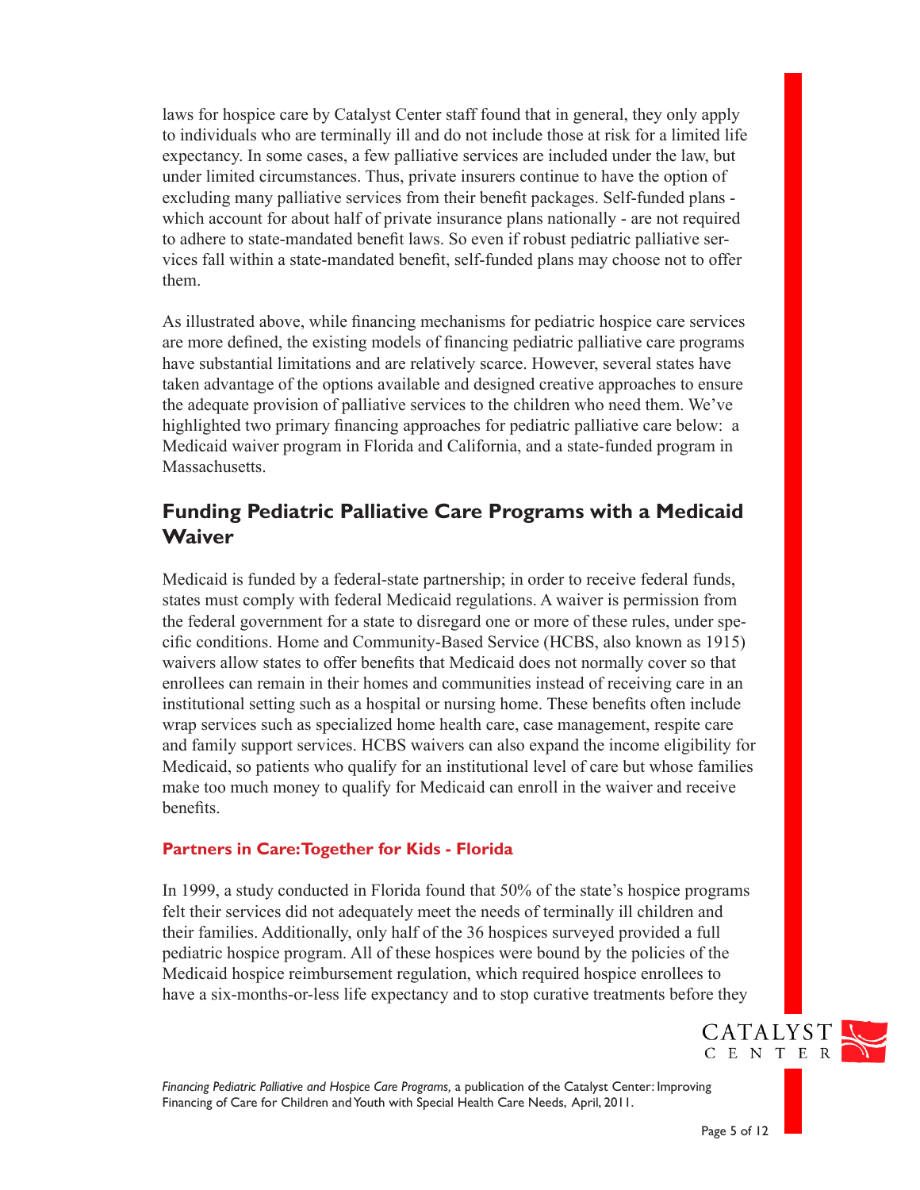laws for hospice care by Catalyst Center staff found that in general, they only apply to individuals who are terminally ill and do not include those at risk for a limited life expectancy. In some cases, a few palliative services are included under the law, but under limited circumstances. Thus, private insurers continue to have the option of excluding many palliative services from their benefit packages. Self-funded plans - which account for about half of private insurance plans nationally - are not required to adhere to state-mandated benefit laws. So even if robust pediatric palliative services fall within a state-mandated benefit, self-funded plans may choose not to offer them.

As illustrated above, while financing mechanisms for pediatric hospice care services are more defined, the existing models of financing pediatric palliative care programs have substantial limitations and are relatively scarce. However, several states have taken advantage of the options available and designed creative approaches to ensure the adequate provision of palliative services to the children who need them. We've highlighted two primary financing approaches for pediatric palliative care below: a Medicaid waiver program in Florida and California, and a state-funded program in Massachusetts.

## Funding Pediatric Palliative Care Programs with a Medicaid Waiver

Medicaid is funded by a federal-state partnership; in order to receive federal funds, states must comply with federal Medicaid regulations. A waiver is permission from the federal government for a state to disregard one or more of these rules, under specific conditions. Home and Community-Based Service (HCBS, also known as 1915) waivers allow states to offer benefits that Medicaid does not normally cover so that enrollees can remain in their homes and communities instead of receiving care in an institutional setting such as a hospital or nursing home. These benefits often include wrap services such as specialized home health care, case management, respite care and family support services. HCBS waivers can also expand the income eligibility for Medicaid, so patients who qualify for an institutional level of care but whose families make too much money to qualify for Medicaid can enroll in the waiver and receive benefits.

### Partners in Care: Together for Kids - Florida

In 1999, a study conducted in Florida found that 50% of the state's hospice programs felt their services did not adequately meet the needs of terminally ill children and their families. Additionally, only half of the 36 hospices surveyed provided a full pediatric hospice program. All of these hospices were bound by the policies of the Medicaid hospice reimbursement regulation, which required hospice enrollees to have a six-months-or-less life expectancy and to stop curative treatments before they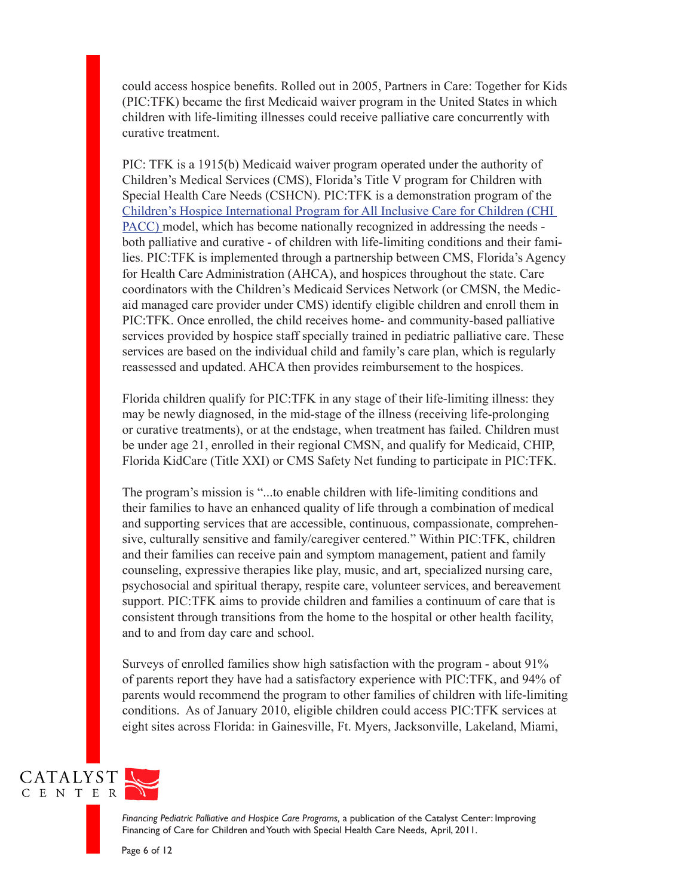could access hospice benefits. Rolled out in 2005, Partners in Care: Together for Kids (PIC:TFK) became the first Medicaid waiver program in the United States in which children with life-limiting illnesses could receive palliative care concurrently with curative treatment.

PIC: TFK is a 1915(b) Medicaid waiver program operated under the authority of Children's Medical Services (CMS), Florida's Title V program for Children with Special Health Care Needs (CSHCN). PIC:TFK is a demonstration program of the Children's Hospice International Program for All Inclusive Care for Children (CHI PACC) model, which has become nationally recognized in addressing the needs - both palliative and curative - of children with life-limiting conditions and their families. PIC:TFK is implemented through a partnership between CMS, Florida's Agency for Health Care Administration (AHCA), and hospices throughout the state. Care coordinators with the Children's Medicaid Services Network (or CMSN, the Medicaid managed care provider under CMS) identify eligible children and enroll them in PIC:TFK. Once enrolled, the child receives home- and community-based palliative services provided by hospice staff specially trained in pediatric palliative care. These services are based on the individual child and family's care plan, which is regularly reassessed and updated. AHCA then provides reimbursement to the hospices.

Florida children qualify for PIC:TFK in any stage of their life-limiting illness: they may be newly diagnosed, in the mid-stage of the illness (receiving life-prolonging or curative treatments), or at the endstage, when treatment has failed. Children must be under age 21, enrolled in their regional CMSN, and qualify for Medicaid, CHIP, Florida KidCare (Title XXI) or CMS Safety Net funding to participate in PIC:TFK.

The program's mission is "...to enable children with life-limiting conditions and their families to have an enhanced quality of life through a combination of medical and supporting services that are accessible, continuous, compassionate, comprehensive, culturally sensitive and family/caregiver centered." Within PIC:TFK, children and their families can receive pain and symptom management, patient and family counseling, expressive therapies like play, music, and art, specialized nursing care, psychosocial and spiritual therapy, respite care, volunteer services, and bereavement support. PIC:TFK aims to provide children and families a continuum of care that is consistent through transitions from the home to the hospital or other health facility, and to and from day care and school.

Surveys of enrolled families show high satisfaction with the program - about 91% of parents report they have had a satisfactory experience with PIC:TFK, and 94% of parents would recommend the program to other families of children with life-limiting conditions. As of January 2010, eligible children could access PIC:TFK services at eight sites across Florida: in Gainesville, Ft. Myers, Jacksonville, Lakeland, Miami,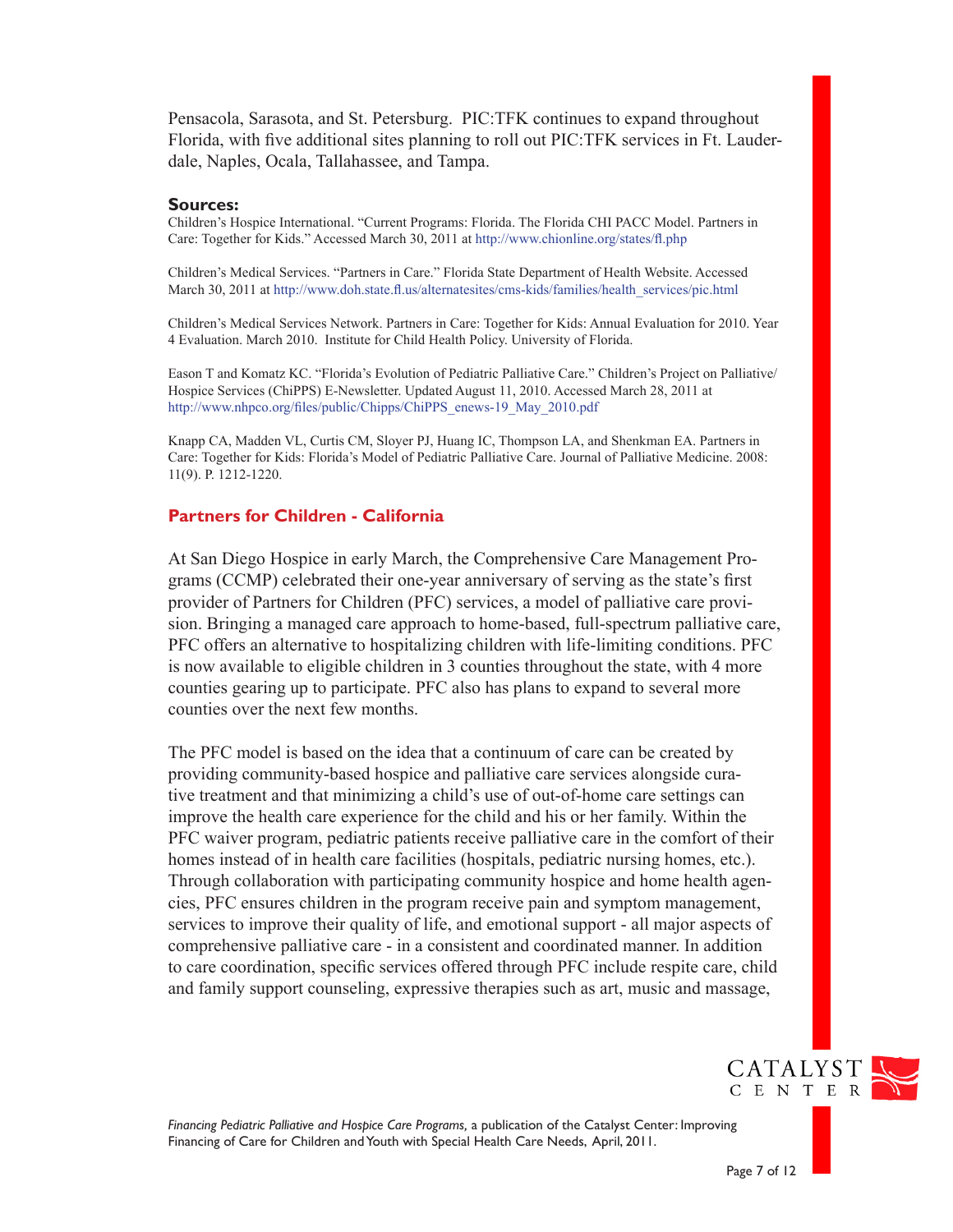Pensacola, Sarasota, and St. Petersburg. PIC:TFK continues to expand throughout Florida, with five additional sites planning to roll out PIC:TFK services in Ft. Lauderdale, Naples, Ocala, Tallahassee, and Tampa.

**Sources:**

Children's Hospice International. "Current Programs: Florida. The Florida CHI PACC Model. Partners in Care: Together for Kids." Accessed March 30, 2011 at http://www.chionline.org/states/fl.php

Children's Medical Services. "Partners in Care." Florida State Department of Health Website. Accessed March 30, 2011 at http://www.doh.state.fl.us/alternatesites/cms-kids/families/health_services/pic.html

Children's Medical Services Network. Partners in Care: Together for Kids: Annual Evaluation for 2010. Year 4 Evaluation. March 2010. Institute for Child Health Policy. University of Florida.

Eason T and Komatz KC. "Florida's Evolution of Pediatric Palliative Care." Children's Project on Palliative/Hospice Services (ChiPPS) E-Newsletter. Updated August 11, 2010. Accessed March 28, 2011 at http://www.nhpco.org/files/public/Chipps/ChiPPS_enews-19_May_2010.pdf

Knapp CA, Madden VL, Curtis CM, Sloyer PJ, Huang IC, Thompson LA, and Shenkman EA. Partners in Care: Together for Kids: Florida's Model of Pediatric Palliative Care. Journal of Palliative Medicine. 2008: 11(9). P. 1212-1220.

## Partners for Children - California

At San Diego Hospice in early March, the Comprehensive Care Management Programs (CCMP) celebrated their one-year anniversary of serving as the state's first provider of Partners for Children (PFC) services, a model of palliative care provision. Bringing a managed care approach to home-based, full-spectrum palliative care, PFC offers an alternative to hospitalizing children with life-limiting conditions. PFC is now available to eligible children in 3 counties throughout the state, with 4 more counties gearing up to participate. PFC also has plans to expand to several more counties over the next few months.

The PFC model is based on the idea that a continuum of care can be created by providing community-based hospice and palliative care services alongside curative treatment and that minimizing a child's use of out-of-home care settings can improve the health care experience for the child and his or her family. Within the PFC waiver program, pediatric patients receive palliative care in the comfort of their homes instead of in health care facilities (hospitals, pediatric nursing homes, etc.). Through collaboration with participating community hospice and home health agencies, PFC ensures children in the program receive pain and symptom management, services to improve their quality of life, and emotional support - all major aspects of comprehensive palliative care - in a consistent and coordinated manner. In addition to care coordination, specific services offered through PFC include respite care, child and family support counseling, expressive therapies such as art, music and massage,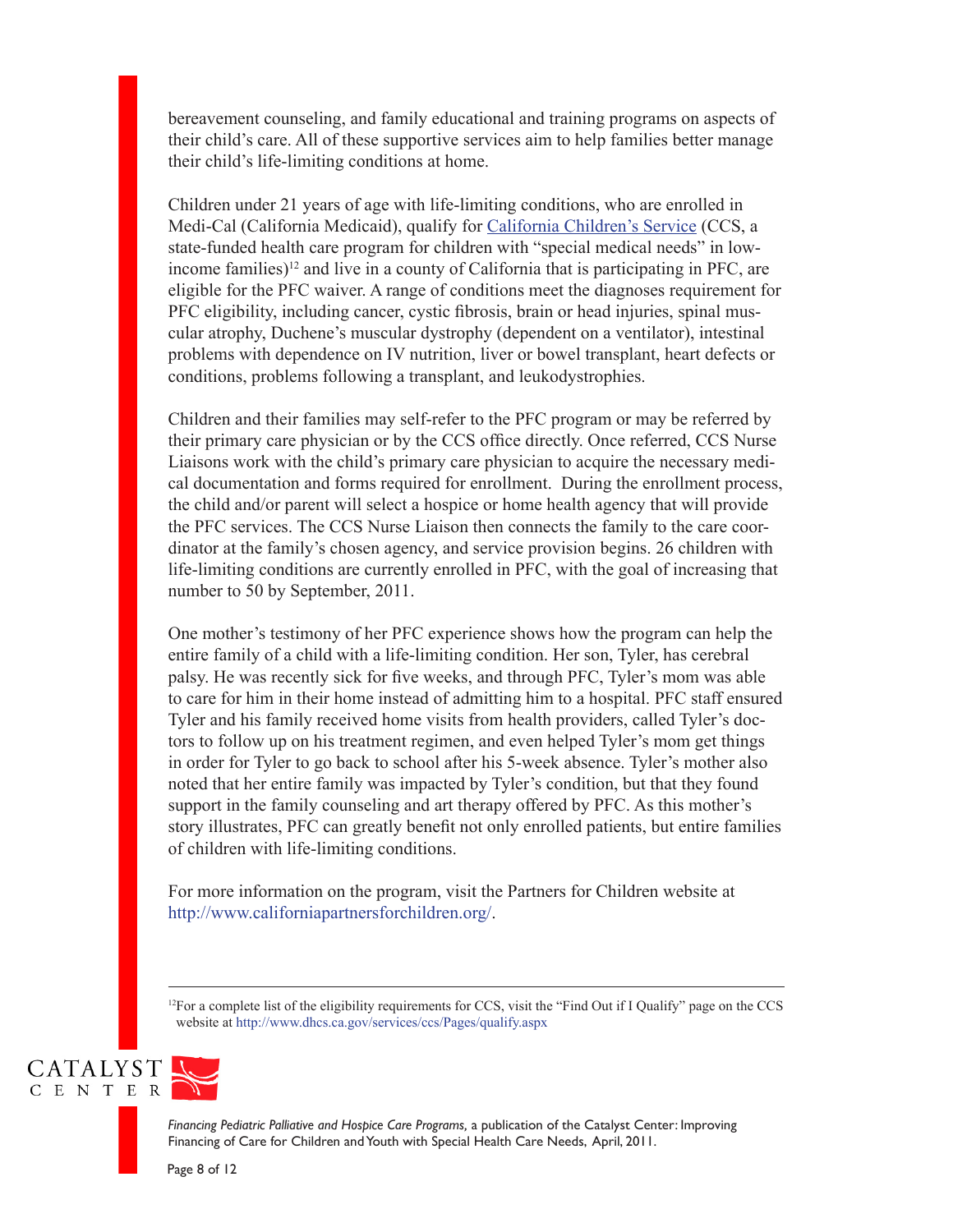bereavement counseling, and family educational and training programs on aspects of their child's care. All of these supportive services aim to help families better manage their child's life-limiting conditions at home.

Children under 21 years of age with life-limiting conditions, who are enrolled in Medi-Cal (California Medicaid), qualify for California Children's Service (CCS, a state-funded health care program for children with "special medical needs" in low-income families)[12] and live in a county of California that is participating in PFC, are eligible for the PFC waiver. A range of conditions meet the diagnoses requirement for PFC eligibility, including cancer, cystic fibrosis, brain or head injuries, spinal muscular atrophy, Duchene's muscular dystrophy (dependent on a ventilator), intestinal problems with dependence on IV nutrition, liver or bowel transplant, heart defects or conditions, problems following a transplant, and leukodystrophies.

Children and their families may self-refer to the PFC program or may be referred by their primary care physician or by the CCS office directly. Once referred, CCS Nurse Liaisons work with the child's primary care physician to acquire the necessary medical documentation and forms required for enrollment. During the enrollment process, the child and/or parent will select a hospice or home health agency that will provide the PFC services. The CCS Nurse Liaison then connects the family to the care coordinator at the family's chosen agency, and service provision begins. 26 children with life-limiting conditions are currently enrolled in PFC, with the goal of increasing that number to 50 by September, 2011.

One mother's testimony of her PFC experience shows how the program can help the entire family of a child with a life-limiting condition. Her son, Tyler, has cerebral palsy. He was recently sick for five weeks, and through PFC, Tyler's mom was able to care for him in their home instead of admitting him to a hospital. PFC staff ensured Tyler and his family received home visits from health providers, called Tyler's doctors to follow up on his treatment regimen, and even helped Tyler's mom get things in order for Tyler to go back to school after his 5-week absence. Tyler's mother also noted that her entire family was impacted by Tyler's condition, but that they found support in the family counseling and art therapy offered by PFC. As this mother's story illustrates, PFC can greatly benefit not only enrolled patients, but entire families of children with life-limiting conditions.

For more information on the program, visit the Partners for Children website at http://www.californiapartnersforchildren.org/.

---

[12] For a complete list of the eligibility requirements for CCS, visit the "Find Out if I Qualify" page on the CCS website at http://www.dhcs.ca.gov/services/ccs/Pages/qualify.aspx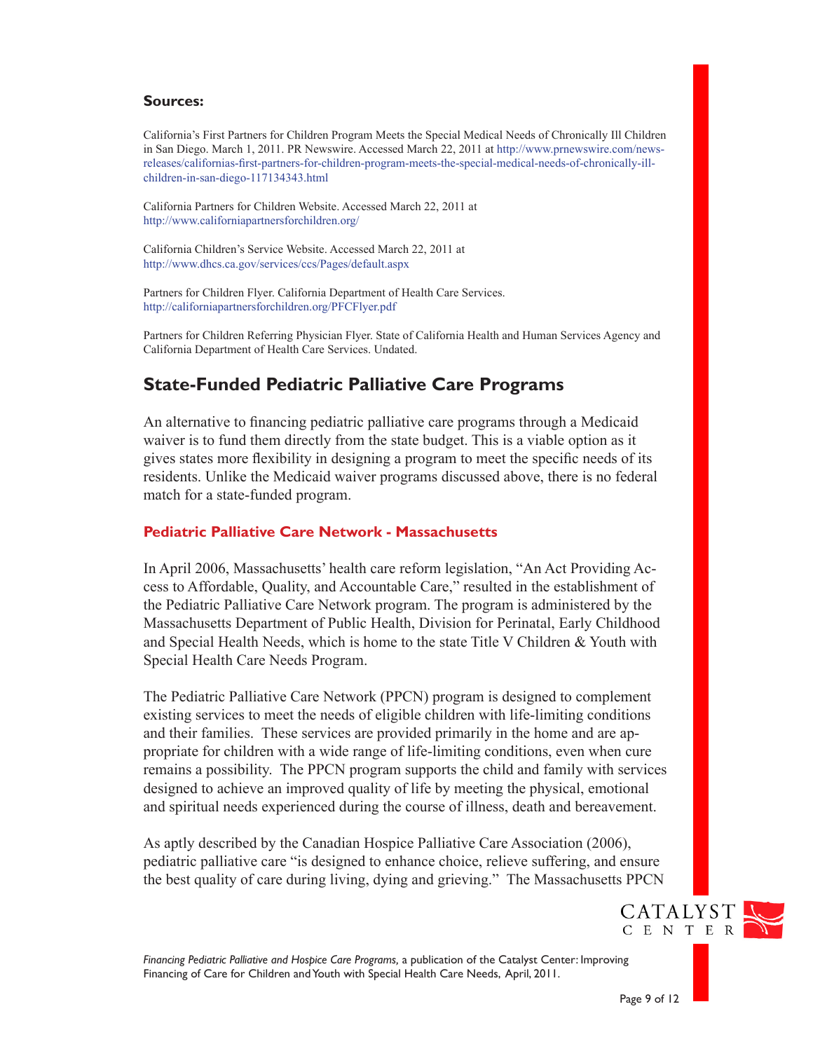**Sources:**

California's First Partners for Children Program Meets the Special Medical Needs of Chronically Ill Children in San Diego. March 1, 2011. PR Newswire. Accessed March 22, 2011 at http://www.prnewswire.com/news-releases/californias-first-partners-for-children-program-meets-the-special-medical-needs-of-chronically-ill-children-in-san-diego-117134343.html

California Partners for Children Website. Accessed March 22, 2011 at http://www.californiapartnersforchildren.org/

California Children's Service Website. Accessed March 22, 2011 at http://www.dhcs.ca.gov/services/ccs/Pages/default.aspx

Partners for Children Flyer. California Department of Health Care Services. http://californiapartnersforchildren.org/PFCFlyer.pdf

Partners for Children Referring Physician Flyer. State of California Health and Human Services Agency and California Department of Health Care Services. Undated.

## State-Funded Pediatric Palliative Care Programs

An alternative to financing pediatric palliative care programs through a Medicaid waiver is to fund them directly from the state budget. This is a viable option as it gives states more flexibility in designing a program to meet the specific needs of its residents. Unlike the Medicaid waiver programs discussed above, there is no federal match for a state-funded program.

### Pediatric Palliative Care Network - Massachusetts

In April 2006, Massachusetts' health care reform legislation, "An Act Providing Access to Affordable, Quality, and Accountable Care," resulted in the establishment of the Pediatric Palliative Care Network program. The program is administered by the Massachusetts Department of Public Health, Division for Perinatal, Early Childhood and Special Health Needs, which is home to the state Title V Children & Youth with Special Health Care Needs Program.

The Pediatric Palliative Care Network (PPCN) program is designed to complement existing services to meet the needs of eligible children with life-limiting conditions and their families. These services are provided primarily in the home and are appropriate for children with a wide range of life-limiting conditions, even when cure remains a possibility. The PPCN program supports the child and family with services designed to achieve an improved quality of life by meeting the physical, emotional and spiritual needs experienced during the course of illness, death and bereavement.

As aptly described by the Canadian Hospice Palliative Care Association (2006), pediatric palliative care "is designed to enhance choice, relieve suffering, and ensure the best quality of care during living, dying and grieving." The Massachusetts PPCN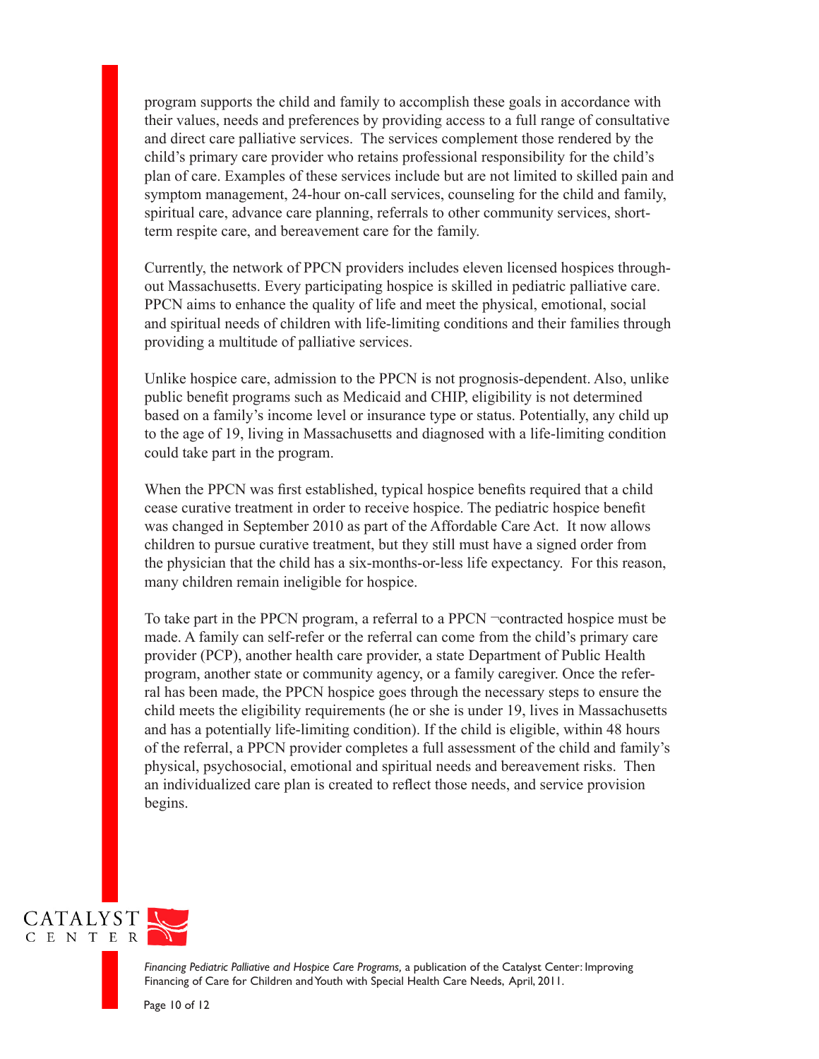program supports the child and family to accomplish these goals in accordance with their values, needs and preferences by providing access to a full range of consultative and direct care palliative services. The services complement those rendered by the child's primary care provider who retains professional responsibility for the child's plan of care. Examples of these services include but are not limited to skilled pain and symptom management, 24-hour on-call services, counseling for the child and family, spiritual care, advance care planning, referrals to other community services, short-term respite care, and bereavement care for the family.

Currently, the network of PPCN providers includes eleven licensed hospices throughout Massachusetts. Every participating hospice is skilled in pediatric palliative care. PPCN aims to enhance the quality of life and meet the physical, emotional, social and spiritual needs of children with life-limiting conditions and their families through providing a multitude of palliative services.

Unlike hospice care, admission to the PPCN is not prognosis-dependent. Also, unlike public benefit programs such as Medicaid and CHIP, eligibility is not determined based on a family's income level or insurance type or status. Potentially, any child up to the age of 19, living in Massachusetts and diagnosed with a life-limiting condition could take part in the program.

When the PPCN was first established, typical hospice benefits required that a child cease curative treatment in order to receive hospice. The pediatric hospice benefit was changed in September 2010 as part of the Affordable Care Act. It now allows children to pursue curative treatment, but they still must have a signed order from the physician that the child has a six-months-or-less life expectancy. For this reason, many children remain ineligible for hospice.

To take part in the PPCN program, a referral to a PPCN ¬contracted hospice must be made. A family can self-refer or the referral can come from the child's primary care provider (PCP), another health care provider, a state Department of Public Health program, another state or community agency, or a family caregiver. Once the referral has been made, the PPCN hospice goes through the necessary steps to ensure the child meets the eligibility requirements (he or she is under 19, lives in Massachusetts and has a potentially life-limiting condition). If the child is eligible, within 48 hours of the referral, a PPCN provider completes a full assessment of the child and family's physical, psychosocial, emotional and spiritual needs and bereavement risks. Then an individualized care plan is created to reflect those needs, and service provision begins.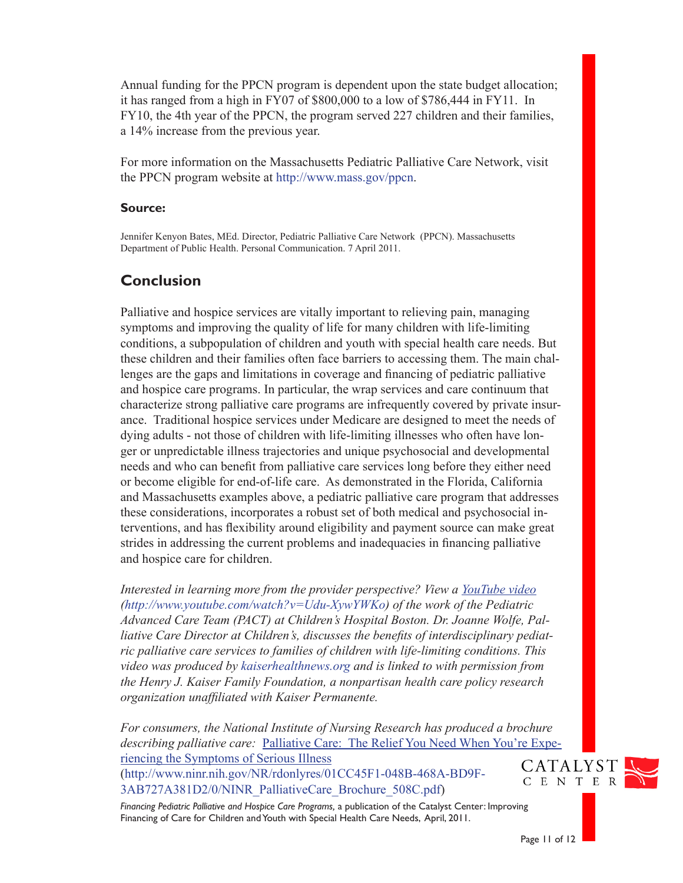Annual funding for the PPCN program is dependent upon the state budget allocation; it has ranged from a high in FY07 of $800,000 to a low of $786,444 in FY11. In FY10, the 4th year of the PPCN, the program served 227 children and their families, a 14% increase from the previous year.

For more information on the Massachusetts Pediatric Palliative Care Network, visit the PPCN program website at http://www.mass.gov/ppcn.

**Source:**

Jennifer Kenyon Bates, MEd. Director, Pediatric Palliative Care Network (PPCN). Massachusetts Department of Public Health. Personal Communication. 7 April 2011.

## Conclusion

Palliative and hospice services are vitally important to relieving pain, managing symptoms and improving the quality of life for many children with life-limiting conditions, a subpopulation of children and youth with special health care needs. But these children and their families often face barriers to accessing them. The main challenges are the gaps and limitations in coverage and financing of pediatric palliative and hospice care programs. In particular, the wrap services and care continuum that characterize strong palliative care programs are infrequently covered by private insurance. Traditional hospice services under Medicare are designed to meet the needs of dying adults - not those of children with life-limiting illnesses who often have longer or unpredictable illness trajectories and unique psychosocial and developmental needs and who can benefit from palliative care services long before they either need or become eligible for end-of-life care. As demonstrated in the Florida, California and Massachusetts examples above, a pediatric palliative care program that addresses these considerations, incorporates a robust set of both medical and psychosocial interventions, and has flexibility around eligibility and payment source can make great strides in addressing the current problems and inadequacies in financing palliative and hospice care for children.

*Interested in learning more from the provider perspective? View a YouTube video (http://www.youtube.com/watch?v=Udu-XywYWKo) of the work of the Pediatric Advanced Care Team (PACT) at Children's Hospital Boston. Dr. Joanne Wolfe, Palliative Care Director at Children's, discusses the benefits of interdisciplinary pediatric palliative care services to families of children with life-limiting conditions. This video was produced by kaiserhealthnews.org and is linked to with permission from the Henry J. Kaiser Family Foundation, a nonpartisan health care policy research organization unaffiliated with Kaiser Permanente.*

*For consumers, the National Institute of Nursing Research has produced a brochure describing palliative care:* Palliative Care: The Relief You Need When You're Experiencing the Symptoms of Serious Illness (http://www.ninr.nih.gov/NR/rdonlyres/01CC45F1-048B-468A-BD9F-3AB727A381D2/0/NINR_PalliativeCare_Brochure_508C.pdf)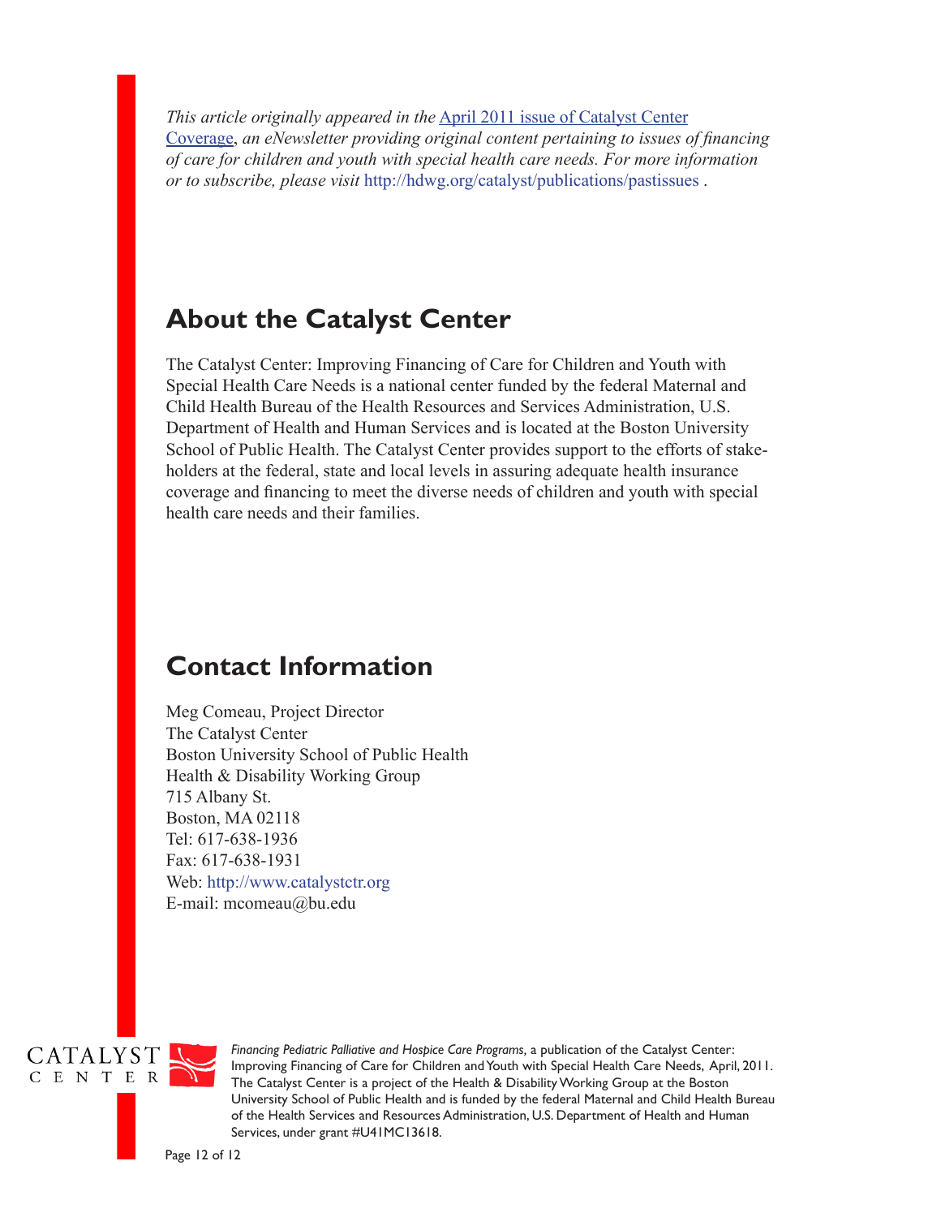*This article originally appeared in the* [April 2011 issue of Catalyst Center Coverage](http://hdwg.org/catalyst/publications/pastissues)*, an eNewsletter providing original content pertaining to issues of financing of care for children and youth with special health care needs. For more information or to subscribe, please visit* http://hdwg.org/catalyst/publications/pastissues .

## About the Catalyst Center

The Catalyst Center: Improving Financing of Care for Children and Youth with Special Health Care Needs is a national center funded by the federal Maternal and Child Health Bureau of the Health Resources and Services Administration, U.S. Department of Health and Human Services and is located at the Boston University School of Public Health. The Catalyst Center provides support to the efforts of stakeholders at the federal, state and local levels in assuring adequate health insurance coverage and financing to meet the diverse needs of children and youth with special health care needs and their families.

## Contact Information

Meg Comeau, Project Director
The Catalyst Center
Boston University School of Public Health
Health & Disability Working Group
715 Albany St.
Boston, MA 02118
Tel: 617-638-1936
Fax: 617-638-1931
Web: http://www.catalystctr.org
E-mail: mcomeau@bu.edu

CATALYST CENTER

*Financing Pediatric Palliative and Hospice Care Programs,* a publication of the Catalyst Center: Improving Financing of Care for Children and Youth with Special Health Care Needs, April, 2011. The Catalyst Center is a project of the Health & Disability Working Group at the Boston University School of Public Health and is funded by the federal Maternal and Child Health Bureau of the Health Services and Resources Administration, U.S. Department of Health and Human Services, under grant #U41MC13618.